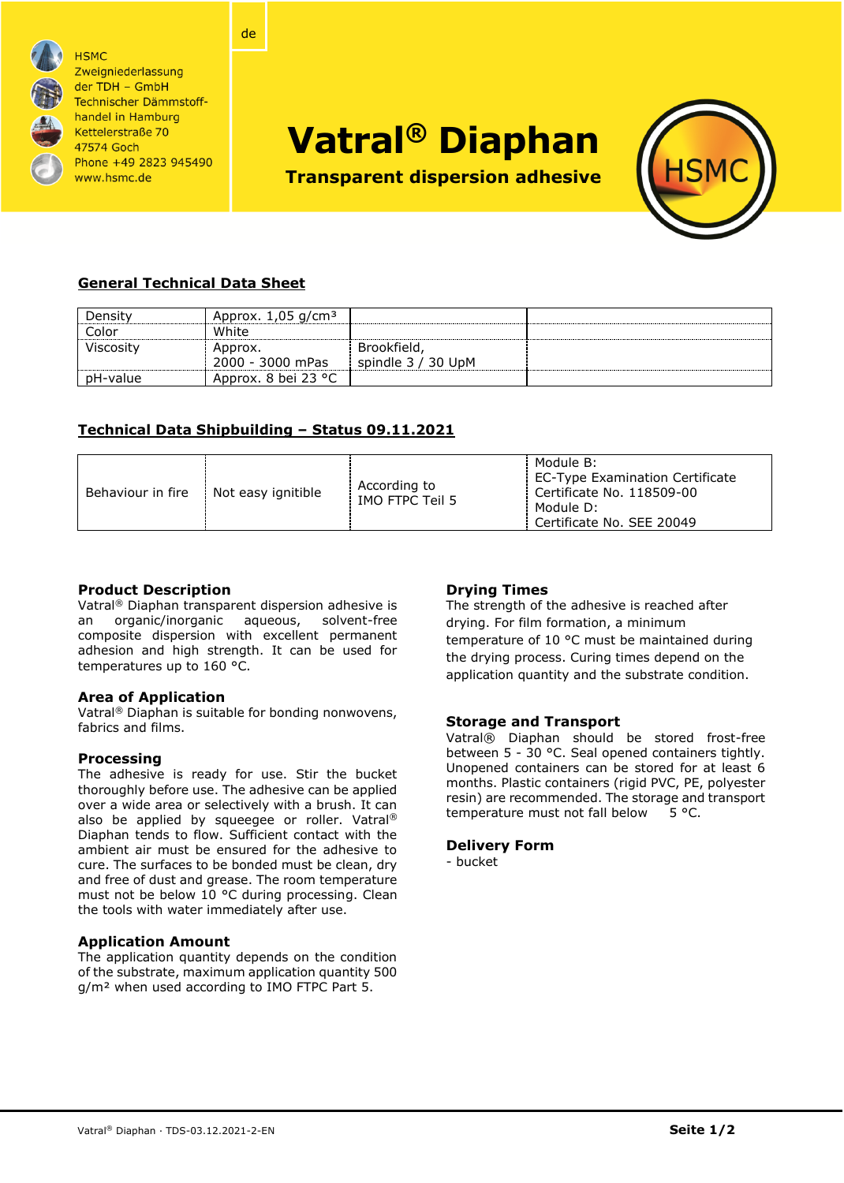HSMC
Zweigniederlassung
der TDH – GmbH
Technischer Dämmstoff-
handel in Hamburg
Kettelerstraße 70
47574 Goch
Phone +49 2823 945490
www.hsmc.de

de

# Vatral® Diaphan

**Transparent dispersion adhesive**

## General Technical Data Sheet

| | | | |
|---|---|---|---|
| Density | Approx. 1,05 g/cm³ | | |
| Color | White | | |
| Viscosity | Approx. 2000 - 3000 mPas | Brookfield, spindle 3 / 30 UpM | |
| pH-value | Approx. 8 bei 23 °C | | |

## Technical Data Shipbuilding – Status 09.11.2021

| | | | |
|---|---|---|---|
| Behaviour in fire | Not easy ignitible | According to IMO FTPC Teil 5 | Module B: EC-Type Examination Certificate Certificate No. 118509-00 Module D: Certificate No. SEE 20049 |

### Product Description

Vatral® Diaphan transparent dispersion adhesive is an organic/inorganic aqueous, solvent-free composite dispersion with excellent permanent adhesion and high strength. It can be used for temperatures up to 160 °C.

### Area of Application

Vatral® Diaphan is suitable for bonding nonwovens, fabrics and films.

### Processing

The adhesive is ready for use. Stir the bucket thoroughly before use. The adhesive can be applied over a wide area or selectively with a brush. It can also be applied by squeegee or roller. Vatral® Diaphan tends to flow. Sufficient contact with the ambient air must be ensured for the adhesive to cure. The surfaces to be bonded must be clean, dry and free of dust and grease. The room temperature must not be below 10 °C during processing. Clean the tools with water immediately after use.

### Application Amount

The application quantity depends on the condition of the substrate, maximum application quantity 500 g/m² when used according to IMO FTPC Part 5.

### Drying Times

The strength of the adhesive is reached after drying. For film formation, a minimum temperature of 10 °C must be maintained during the drying process. Curing times depend on the application quantity and the substrate condition.

### Storage and Transport

Vatral® Diaphan should be stored frost-free between 5 - 30 °C. Seal opened containers tightly. Unopened containers can be stored for at least 6 months. Plastic containers (rigid PVC, PE, polyester resin) are recommended. The storage and transport temperature must not fall below 5 °C.

### Delivery Form

- bucket

Vatral® Diaphan · TDS-03.12.2021-2-EN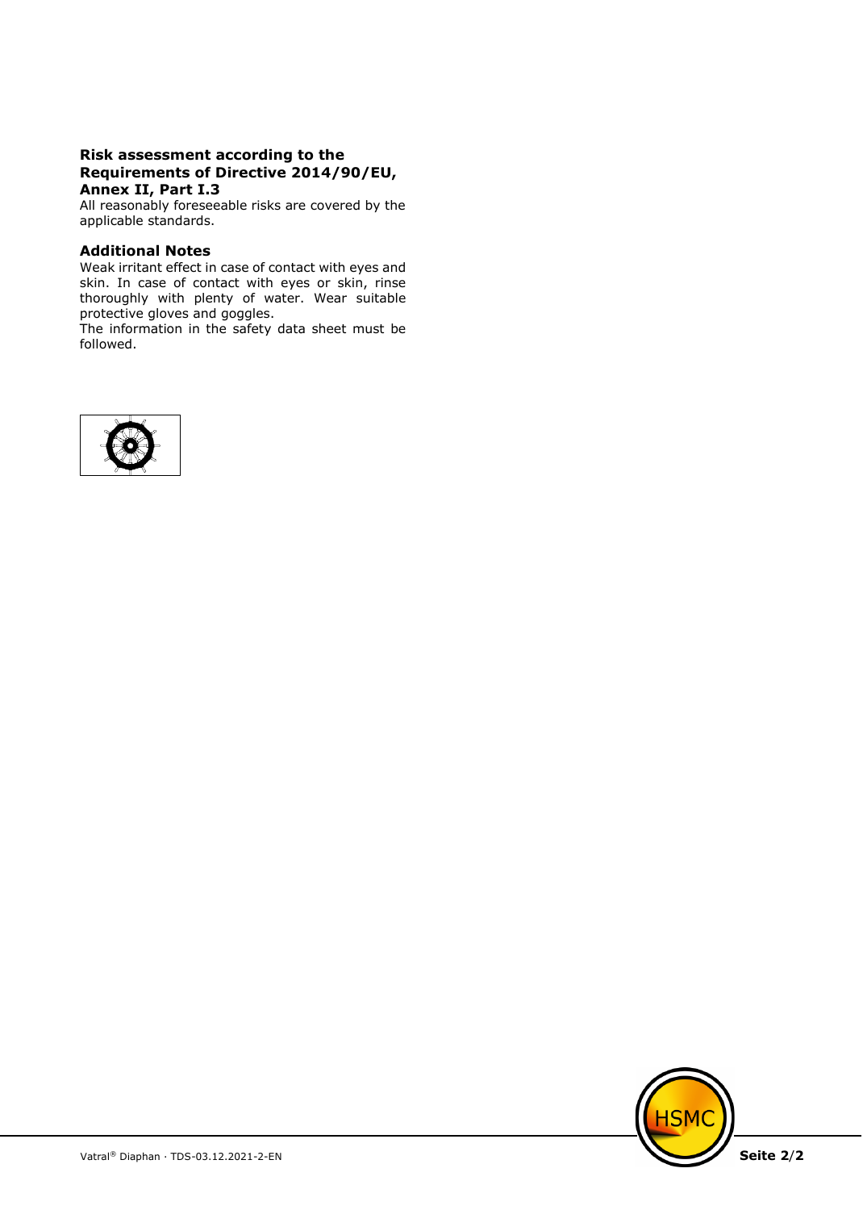### Risk assessment according to the Requirements of Directive 2014/90/EU, Annex II, Part I.3

All reasonably foreseeable risks are covered by the applicable standards.

### Additional Notes

Weak irritant effect in case of contact with eyes and skin. In case of contact with eyes or skin, rinse thoroughly with plenty of water. Wear suitable protective gloves and goggles.

The information in the safety data sheet must be followed.